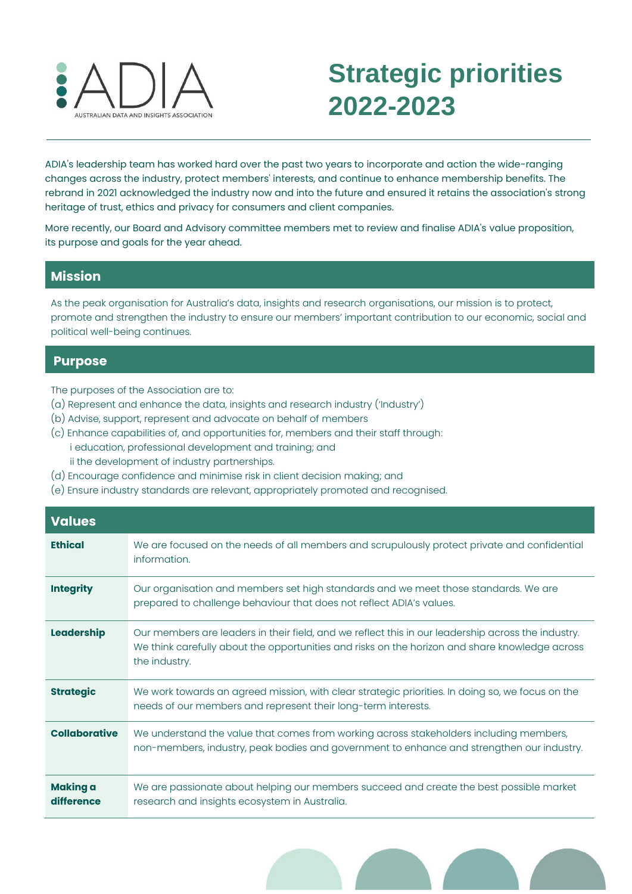ADIA

AUSTRALIAN DATA AND INSIGHTS ASSOCIATION

# Strategic priorities 2022-2023

ADIA's leadership team has worked hard over the past two years to incorporate and action the wide-ranging changes across the industry, protect members' interests, and continue to enhance membership benefits. The rebrand in 2021 acknowledged the industry now and into the future and ensured it retains the association's strong heritage of trust, ethics and privacy for consumers and client companies.

More recently, our Board and Advisory committee members met to review and finalise ADIA's value proposition, its purpose and goals for the year ahead.

## Mission

As the peak organisation for Australia's data, insights and research organisations, our mission is to protect, promote and strengthen the industry to ensure our members' important contribution to our economic, social and political well-being continues.

## Purpose

The purposes of the Association are to:

(a) Represent and enhance the data, insights and research industry ('Industry')
(b) Advise, support, represent and advocate on behalf of members
(c) Enhance capabilities of, and opportunities for, members and their staff through:
  i education, professional development and training; and
  ii the development of industry partnerships.
(d) Encourage confidence and minimise risk in client decision making; and
(e) Ensure industry standards are relevant, appropriately promoted and recognised.

## Values

| | |
|---|---|
| **Ethical** | We are focused on the needs of all members and scrupulously protect private and confidential information. |
| **Integrity** | Our organisation and members set high standards and we meet those standards. We are prepared to challenge behaviour that does not reflect ADIA's values. |
| **Leadership** | Our members are leaders in their field, and we reflect this in our leadership across the industry. We think carefully about the opportunities and risks on the horizon and share knowledge across the industry. |
| **Strategic** | We work towards an agreed mission, with clear strategic priorities. In doing so, we focus on the needs of our members and represent their long-term interests. |
| **Collaborative** | We understand the value that comes from working across stakeholders including members, non-members, industry, peak bodies and government to enhance and strengthen our industry. |
| **Making a difference** | We are passionate about helping our members succeed and create the best possible market research and insights ecosystem in Australia. |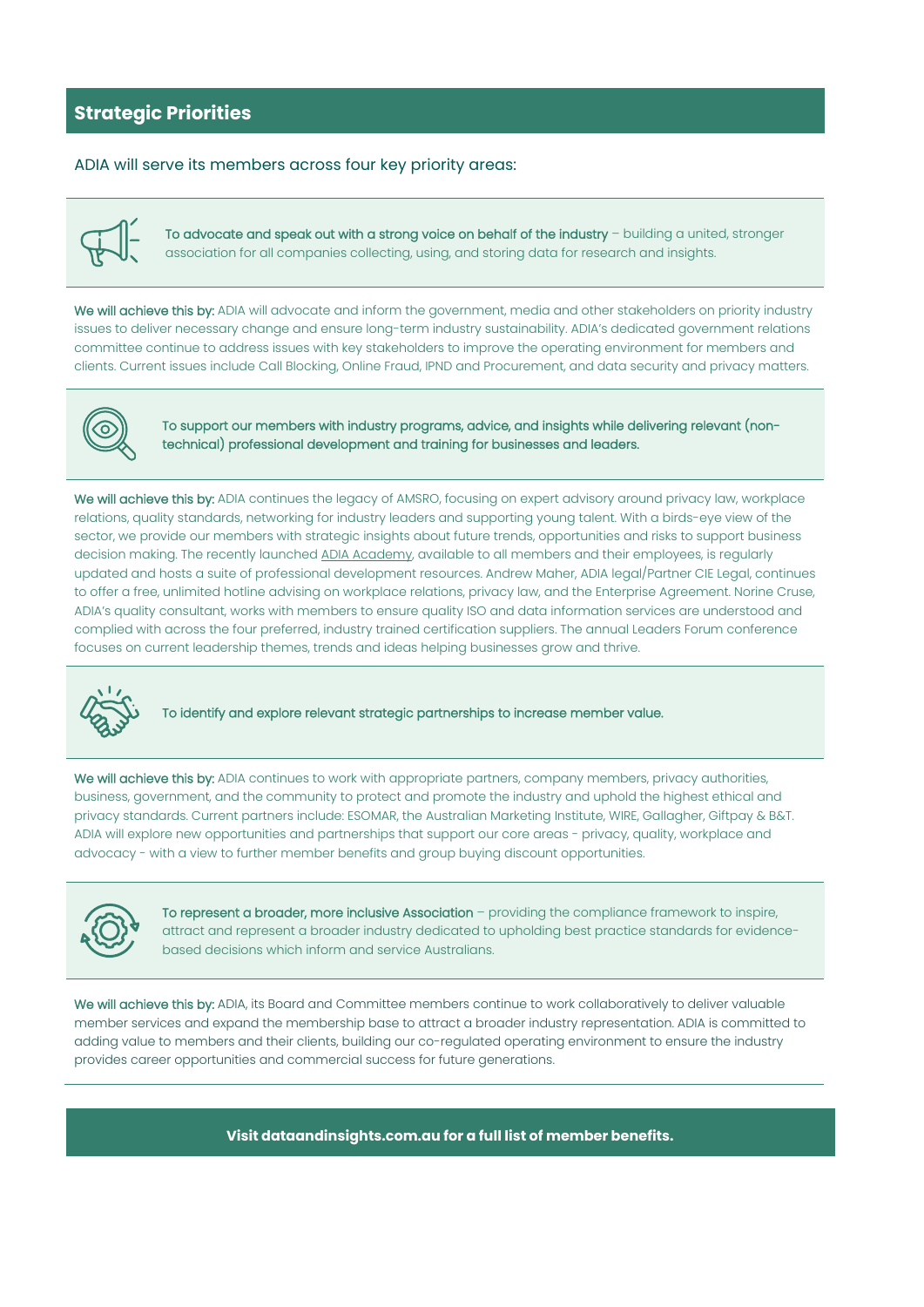## Strategic Priorities

ADIA will serve its members across four key priority areas:

**To advocate and speak out with a strong voice on behalf of the industry** – building a united, stronger association for all companies collecting, using, and storing data for research and insights.

**We will achieve this by:** ADIA will advocate and inform the government, media and other stakeholders on priority industry issues to deliver necessary change and ensure long-term industry sustainability. ADIA's dedicated government relations committee continue to address issues with key stakeholders to improve the operating environment for members and clients. Current issues include Call Blocking, Online Fraud, IPND and Procurement, and data security and privacy matters.

**To support our members with industry programs, advice, and insights while delivering relevant (non-technical) professional development and training for businesses and leaders.**

**We will achieve this by:** ADIA continues the legacy of AMSRO, focusing on expert advisory around privacy law, workplace relations, quality standards, networking for industry leaders and supporting young talent. With a birds-eye view of the sector, we provide our members with strategic insights about future trends, opportunities and risks to support business decision making. The recently launched ADIA Academy, available to all members and their employees, is regularly updated and hosts a suite of professional development resources. Andrew Maher, ADIA legal/Partner CIE Legal, continues to offer a free, unlimited hotline advising on workplace relations, privacy law, and the Enterprise Agreement. Norine Cruse, ADIA's quality consultant, works with members to ensure quality ISO and data information services are understood and complied with across the four preferred, industry trained certification suppliers. The annual Leaders Forum conference focuses on current leadership themes, trends and ideas helping businesses grow and thrive.

**To identify and explore relevant strategic partnerships to increase member value.**

**We will achieve this by:** ADIA continues to work with appropriate partners, company members, privacy authorities, business, government, and the community to protect and promote the industry and uphold the highest ethical and privacy standards. Current partners include: ESOMAR, the Australian Marketing Institute, WIRE, Gallagher, Giftpay & B&T. ADIA will explore new opportunities and partnerships that support our core areas - privacy, quality, workplace and advocacy - with a view to further member benefits and group buying discount opportunities.

**To represent a broader, more inclusive Association** – providing the compliance framework to inspire, attract and represent a broader industry dedicated to upholding best practice standards for evidence-based decisions which inform and service Australians.

**We will achieve this by:** ADIA, its Board and Committee members continue to work collaboratively to deliver valuable member services and expand the membership base to attract a broader industry representation. ADIA is committed to adding value to members and their clients, building our co-regulated operating environment to ensure the industry provides career opportunities and commercial success for future generations.

**Visit dataandinsights.com.au for a full list of member benefits.**